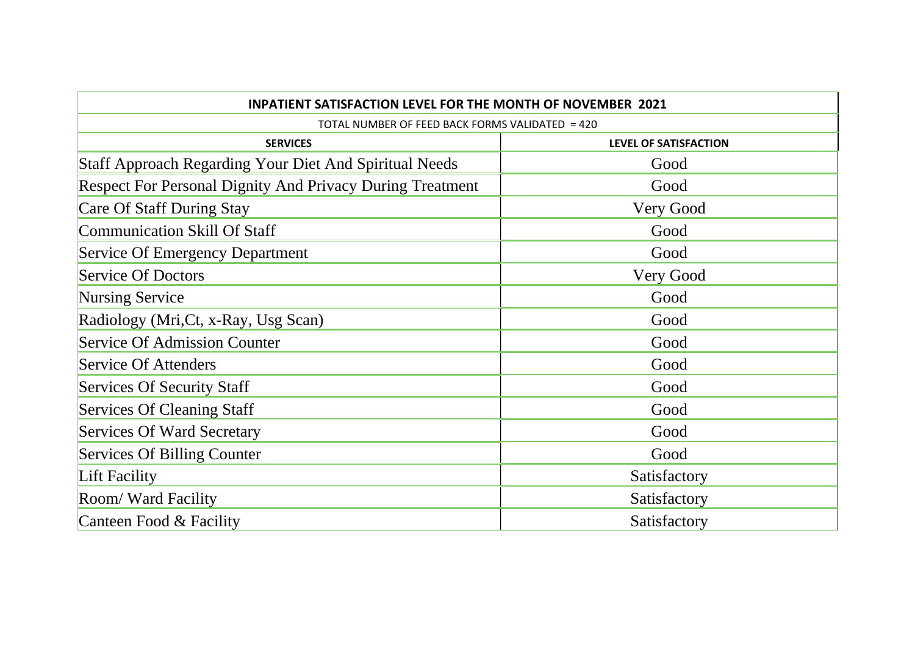| INPATIENT SATISFACTION LEVEL FOR THE MONTH OF NOVEMBER 2021 | |
|---|---|
| TOTAL NUMBER OF FEED BACK FORMS VALIDATED = 420 | |
| **SERVICES** | **LEVEL OF SATISFACTION** |
| Staff Approach Regarding Your Diet And Spiritual Needs | Good |
| Respect For Personal Dignity And Privacy During Treatment | Good |
| Care Of Staff During Stay | Very Good |
| Communication Skill Of Staff | Good |
| Service Of Emergency Department | Good |
| Service Of Doctors | Very Good |
| Nursing Service | Good |
| Radiology (Mri,Ct, x-Ray, Usg Scan) | Good |
| Service Of Admission Counter | Good |
| Service Of Attenders | Good |
| Services Of Security Staff | Good |
| Services Of Cleaning Staff | Good |
| Services Of Ward Secretary | Good |
| Services Of Billing Counter | Good |
| Lift Facility | Satisfactory |
| Room/ Ward Facility | Satisfactory |
| Canteen Food & Facility | Satisfactory |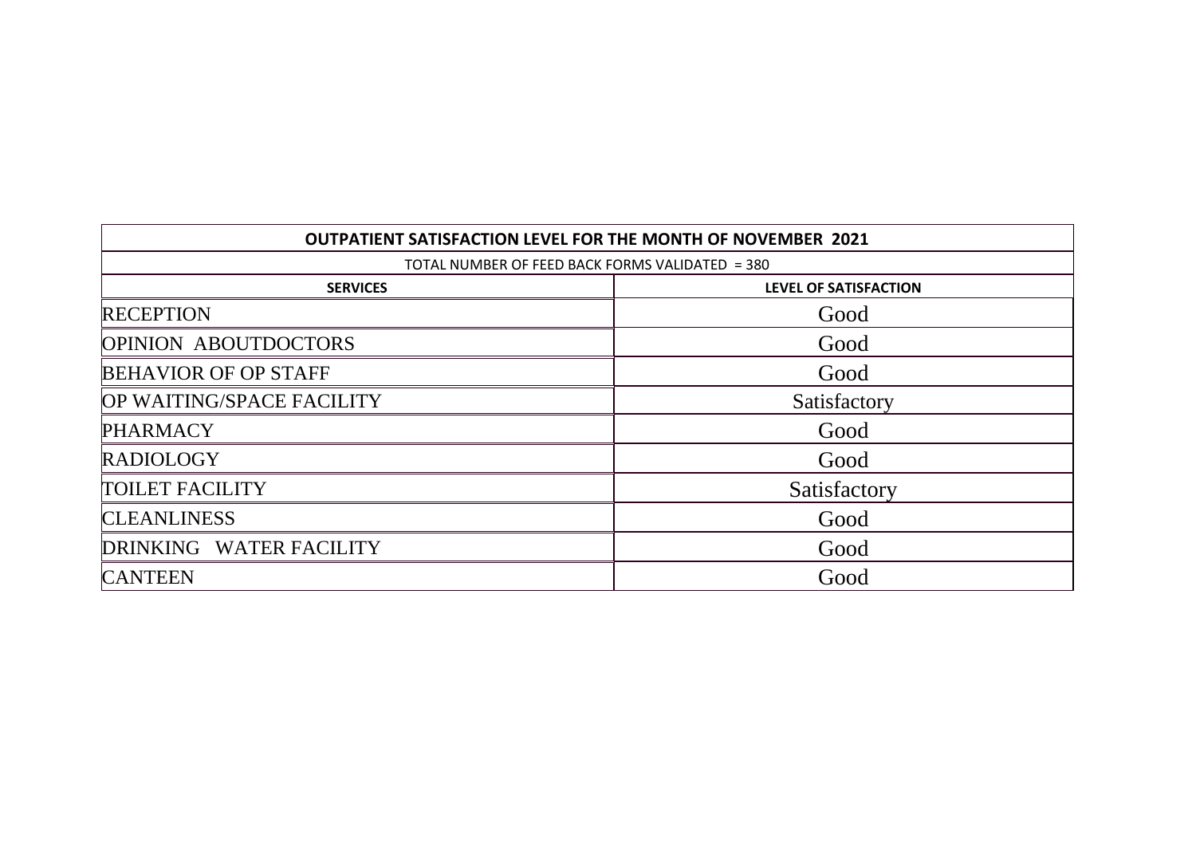| OUTPATIENT SATISFACTION LEVEL FOR THE MONTH OF NOVEMBER 2021 | |
|---|---|
| TOTAL NUMBER OF FEED BACK FORMS VALIDATED = 380 | |
| **SERVICES** | **LEVEL OF SATISFACTION** |
| RECEPTION | Good |
| OPINION ABOUTDOCTORS | Good |
| BEHAVIOR OF OP STAFF | Good |
| OP WAITING/SPACE FACILITY | Satisfactory |
| PHARMACY | Good |
| RADIOLOGY | Good |
| TOILET FACILITY | Satisfactory |
| CLEANLINESS | Good |
| DRINKING WATER FACILITY | Good |
| CANTEEN | Good |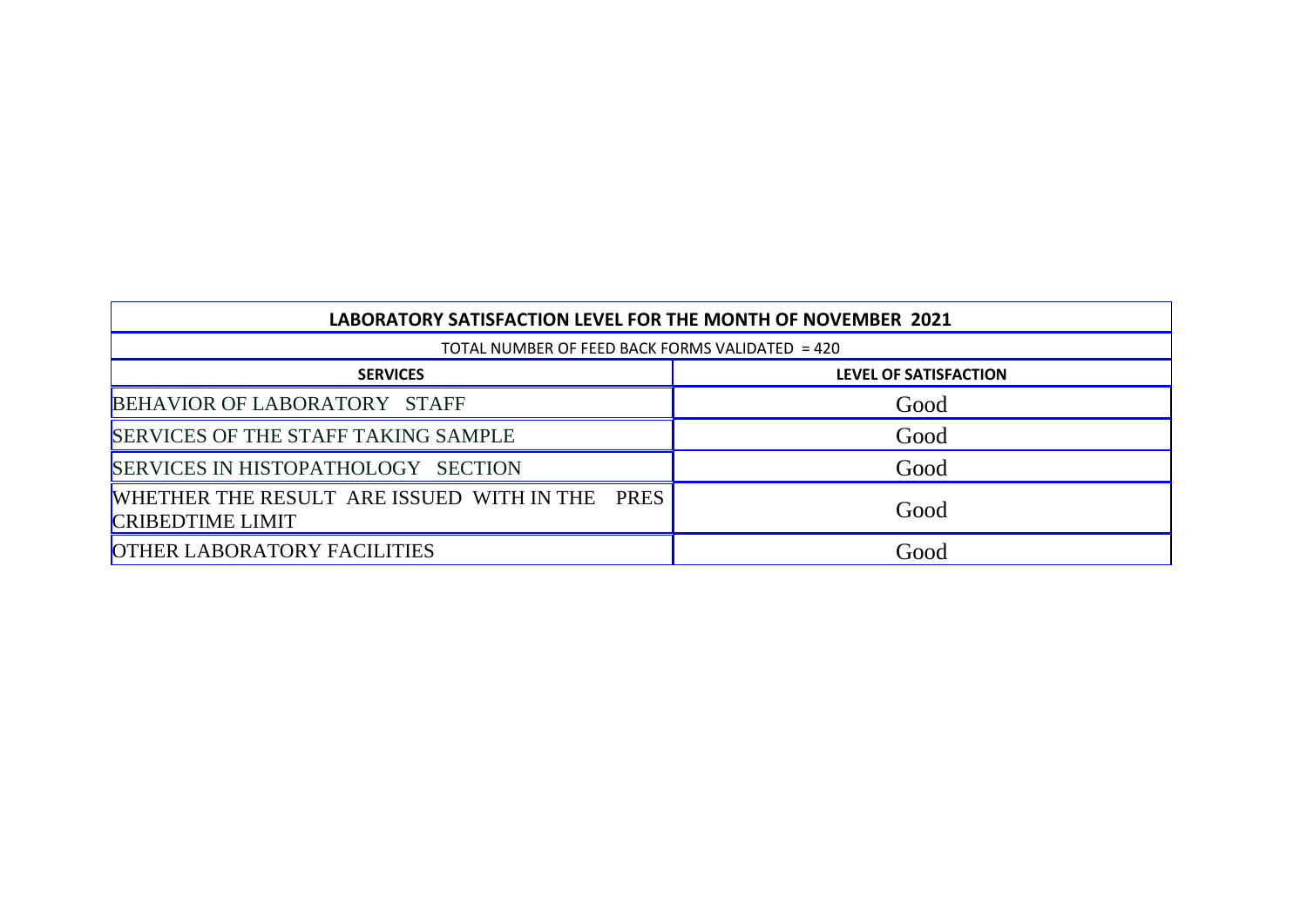| LABORATORY SATISFACTION LEVEL FOR THE MONTH OF NOVEMBER 2021 | |
|---|---|
| TOTAL NUMBER OF FEED BACK FORMS VALIDATED = 420 | |
| **SERVICES** | **LEVEL OF SATISFACTION** |
| BEHAVIOR OF LABORATORY STAFF | Good |
| SERVICES OF THE STAFF TAKING SAMPLE | Good |
| SERVICES IN HISTOPATHOLOGY SECTION | Good |
| WHETHER THE RESULT ARE ISSUED WITH IN THE PRES CRIBEDTIME LIMIT | Good |
| OTHER LABORATORY FACILITIES | Good |